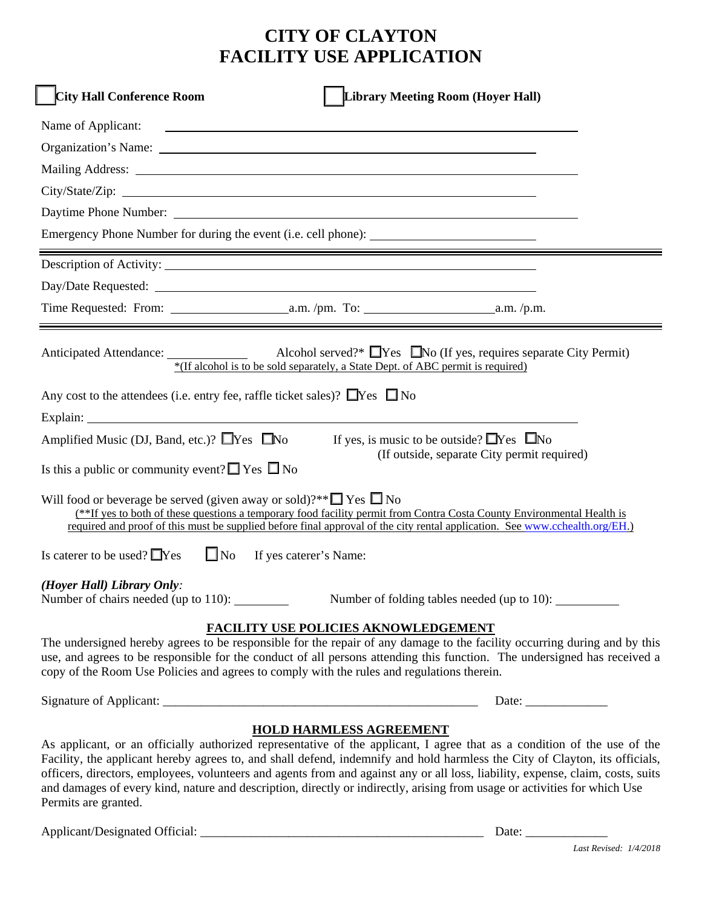# CITY OF CLAYTON
# FACILITY USE APPLICATION

☐ **City Hall Conference Room** ☐ **Library Meeting Room (Hoyer Hall)**

Name of Applicant: ______________________________

Organization's Name: ______________________________

Mailing Address: ______________________________

City/State/Zip: ______________________________

Daytime Phone Number: ______________________________

Emergency Phone Number for during the event (i.e. cell phone): ______________________________

---

Description of Activity: ______________________________

Day/Date Requested: ______________________________

Time Requested: From: ______________ a.m. /pm. To: ______________ a.m. /p.m.

---

Anticipated Attendance: __________ Alcohol served?* ☐Yes ☐No (If yes, requires separate City Permit)

*(If alcohol is to be sold separately, a State Dept. of ABC permit is required)

Any cost to the attendees (i.e. entry fee, raffle ticket sales)? ☐Yes ☐No

Explain: ______________________________

Amplified Music (DJ, Band, etc.)? ☐Yes ☐No If yes, is music to be outside? ☐Yes ☐No (If outside, separate City permit required)

Is this a public or community event? ☐ Yes ☐ No

Will food or beverage be served (given away or sold)?** ☐ Yes ☐ No

(**If yes to both of these questions a temporary food facility permit from Contra Costa County Environmental Health is required and proof of this must be supplied before final approval of the city rental application. See www.cchealth.org/EH.)

Is caterer to be used? ☐Yes ☐No If yes caterer's Name:

***(Hoyer Hall) Library Only:***

Number of chairs needed (up to 110): __________ Number of folding tables needed (up to 10): __________

## FACILITY USE POLICIES AKNOWLEDGEMENT

The undersigned hereby agrees to be responsible for the repair of any damage to the facility occurring during and by this use, and agrees to be responsible for the conduct of all persons attending this function. The undersigned has received a copy of the Room Use Policies and agrees to comply with the rules and regulations therein.

Signature of Applicant: ______________________________ Date: ____________

## HOLD HARMLESS AGREEMENT

As applicant, or an officially authorized representative of the applicant, I agree that as a condition of the use of the Facility, the applicant hereby agrees to, and shall defend, indemnify and hold harmless the City of Clayton, its officials, officers, directors, employees, volunteers and agents from and against any or all loss, liability, expense, claim, costs, suits and damages of every kind, nature and description, directly or indirectly, arising from usage or activities for which Use Permits are granted.

Applicant/Designated Official: ______________________________ Date: ____________

*Last Revised: 1/4/2018*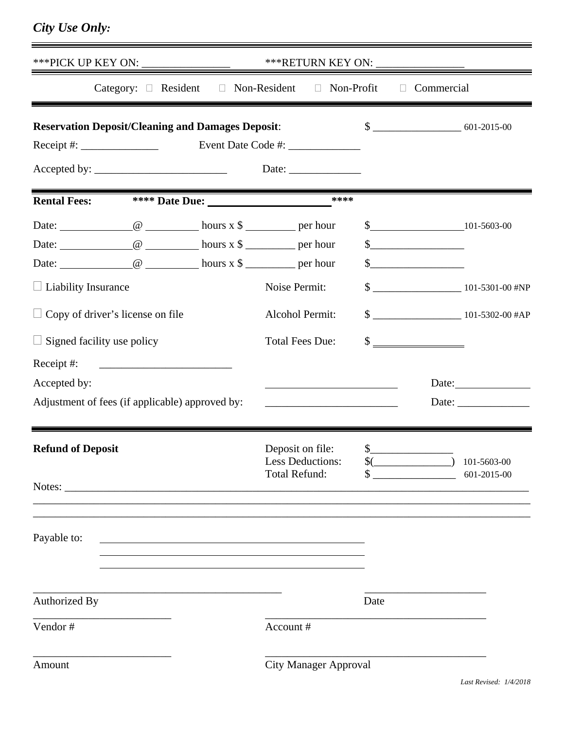*City Use Only:*

***PICK UP KEY ON: ________________ ***RETURN KEY ON: ________________

Category: ☐ Resident ☐ Non-Resident ☐ Non-Profit ☐ Commercial

**Reservation Deposit/Cleaning and Damages Deposit**: $ _________________ 601-2015-00

Receipt #: ______________ Event Date Code #: _____________

Accepted by: ________________________ Date: _____________

**Rental Fees:** **** Date Due: ______________________****

Date: _____________@ __________ hours x $ _________ per hour $__________________101-5603-00

Date: _____________@ __________ hours x $ _________ per hour $__________________

Date: _____________@ __________ hours x $ _________ per hour $__________________

☐ Liability Insurance — Noise Permit: $ _________________ 101-5301-00 #NP

☐ Copy of driver's license on file — Alcohol Permit: $ _________________ 101-5302-00 #AP

☐ Signed facility use policy — Total Fees Due: $ _________________

Receipt #: ________________________

Accepted by: ________________________ Date:______________

Adjustment of fees (if applicable) approved by: ________________________ Date: _____________

**Refund of Deposit**

Deposit on file: $_______________

Less Deductions: $(_______________) 101-5603-00

Total Refund: $ ________________ 601-2015-00

Notes: ______________________________________________________________________________

______________________________________________________________________________________

______________________________________________________________________________________

Payable to: __________________________________________________

__________________________________________________

__________________________________________________

______________________________________________ ______________________

Authorized By Date

_________________________ ________________________________________

Vendor # Account #

_________________________ ________________________________________

Amount City Manager Approval

*Last Revised: 1/4/2018*